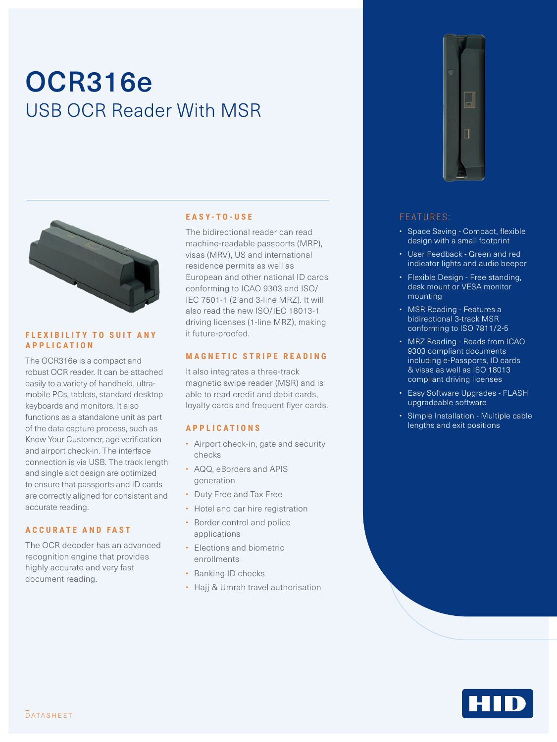# OCR316e

## USB OCR Reader With MSR

### FLEXIBILITY TO SUIT ANY APPLICATION

The OCR316e is a compact and robust OCR reader. It can be attached easily to a variety of handheld, ultra-mobile PCs, tablets, standard desktop keyboards and monitors. It also functions as a standalone unit as part of the data capture process, such as Know Your Customer, age verification and airport check-in. The interface connection is via USB. The track length and single slot design are optimized to ensure that passports and ID cards are correctly aligned for consistent and accurate reading.

### ACCURATE AND FAST

The OCR decoder has an advanced recognition engine that provides highly accurate and very fast document reading.

### EASY-TO-USE

The bidirectional reader can read machine-readable passports (MRP), visas (MRV), US and international residence permits as well as European and other national ID cards conforming to ICAO 9303 and ISO/IEC 7501-1 (2 and 3-line MRZ). It will also read the new ISO/IEC 18013-1 driving licenses (1-line MRZ), making it future-proofed.

### MAGNETIC STRIPE READING

It also integrates a three-track magnetic swipe reader (MSR) and is able to read credit and debit cards, loyalty cards and frequent flyer cards.

### APPLICATIONS

- Airport check-in, gate and security checks
- AQQ, eBorders and APIS generation
- Duty Free and Tax Free
- Hotel and car hire registration
- Border control and police applications
- Elections and biometric enrollments
- Banking ID checks
- Hajj & Umrah travel authorisation

### FEATURES:

- Space Saving - Compact, flexible design with a small footprint
- User Feedback - Green and red indicator lights and audio beeper
- Flexible Design - Free standing, desk mount or VESA monitor mounting
- MSR Reading - Features a bidirectional 3-track MSR conforming to ISO 7811/2-5
- MRZ Reading - Reads from ICAO 9303 compliant documents including e-Passports, ID cards & visas as well as ISO 18013 compliant driving licenses
- Easy Software Upgrades - FLASH upgradeable software
- Simple Installation - Multiple cable lengths and exit positions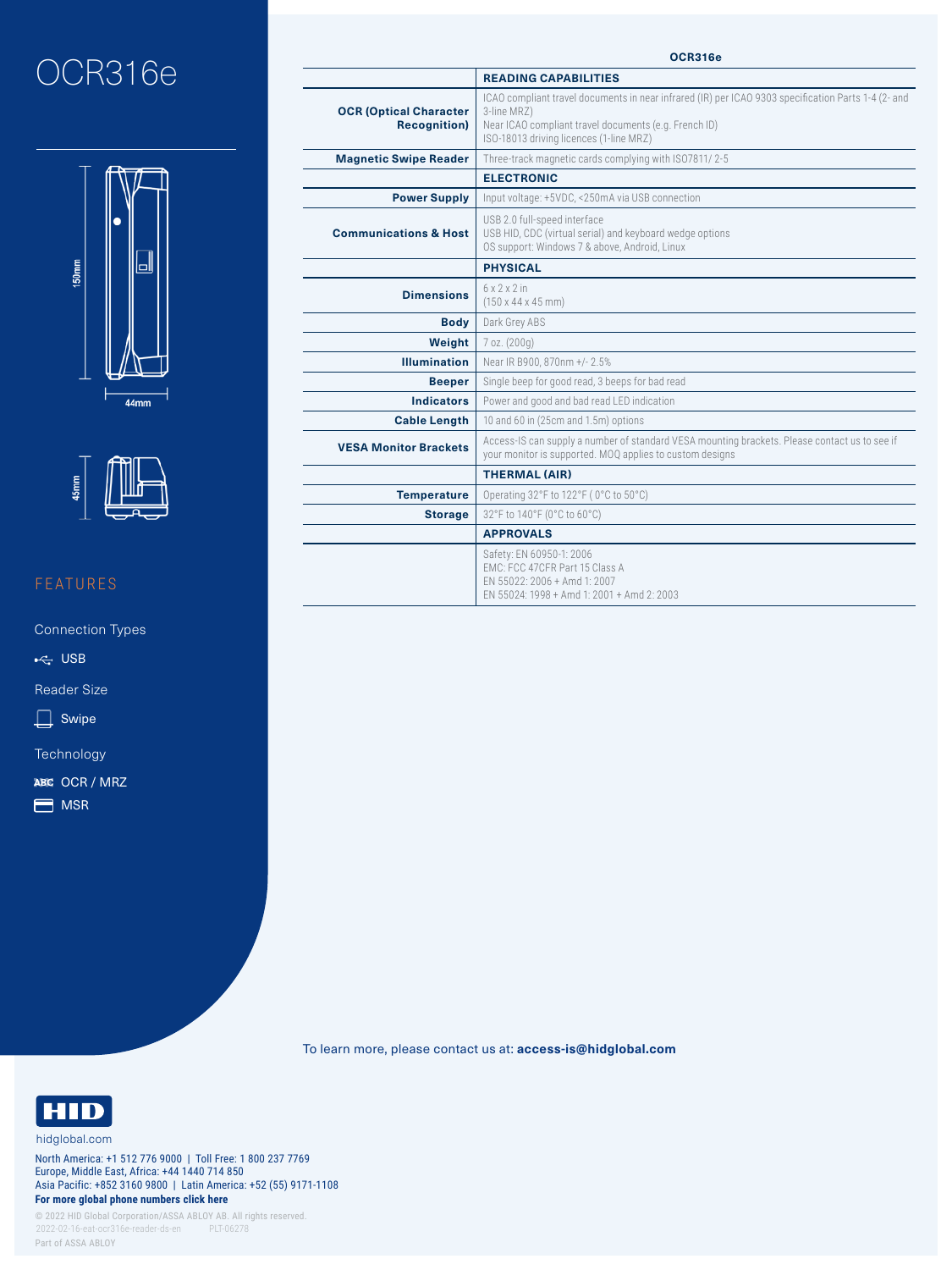# OCR316e

150mm

44mm

45mm

## FEATURES

Connection Types

USB

Reader Size

Swipe

Technology

OCR / MRZ

MSR

| | OCR316e |
|---|---|
| | **READING CAPABILITIES** |
| **OCR (Optical Character Recognition)** | ICAO compliant travel documents in near infrared (IR) per ICAO 9303 specification Parts 1-4 (2- and 3-line MRZ)<br>Near ICAO compliant travel documents (e.g. French ID)<br>ISO-18013 driving licences (1-line MRZ) |
| **Magnetic Swipe Reader** | Three-track magnetic cards complying with ISO7811/ 2-5 |
| | **ELECTRONIC** |
| **Power Supply** | Input voltage: +5VDC, <250mA via USB connection |
| **Communications & Host** | USB 2.0 full-speed interface<br>USB HID, CDC (virtual serial) and keyboard wedge options<br>OS support: Windows 7 & above, Android, Linux |
| | **PHYSICAL** |
| **Dimensions** | 6 x 2 x 2 in<br>(150 x 44 x 45 mm) |
| **Body** | Dark Grey ABS |
| **Weight** | 7 oz. (200g) |
| **Illumination** | Near IR B900, 870nm +/- 2.5% |
| **Beeper** | Single beep for good read, 3 beeps for bad read |
| **Indicators** | Power and good and bad read LED indication |
| **Cable Length** | 10 and 60 in (25cm and 1.5m) options |
| **VESA Monitor Brackets** | Access-IS can supply a number of standard VESA mounting brackets. Please contact us to see if your monitor is supported. MOQ applies to custom designs |
| | **THERMAL (AIR)** |
| **Temperature** | Operating 32°F to 122°F ( 0°C to 50°C) |
| **Storage** | 32°F to 140°F (0°C to 60°C) |
| | **APPROVALS** |
| | Safety: EN 60950-1: 2006<br>EMC: FCC 47CFR Part 15 Class A<br>EN 55022: 2006 + Amd 1: 2007<br>EN 55024: 1998 + Amd 1: 2001 + Amd 2: 2003 |

To learn more, please contact us at: **access-is@hidglobal.com**

HID

hidglobal.com

North America: +1 512 776 9000 | Toll Free: 1 800 237 7769
Europe, Middle East, Africa: +44 1440 714 850
Asia Pacific: +852 3160 9800 | Latin America: +52 (55) 9171-1108
**For more global phone numbers click here**

© 2022 HID Global Corporation/ASSA ABLOY AB. All rights reserved.
2022-02-16-eat-ocr316e-reader-ds-en PLT-06278
Part of ASSA ABLOY